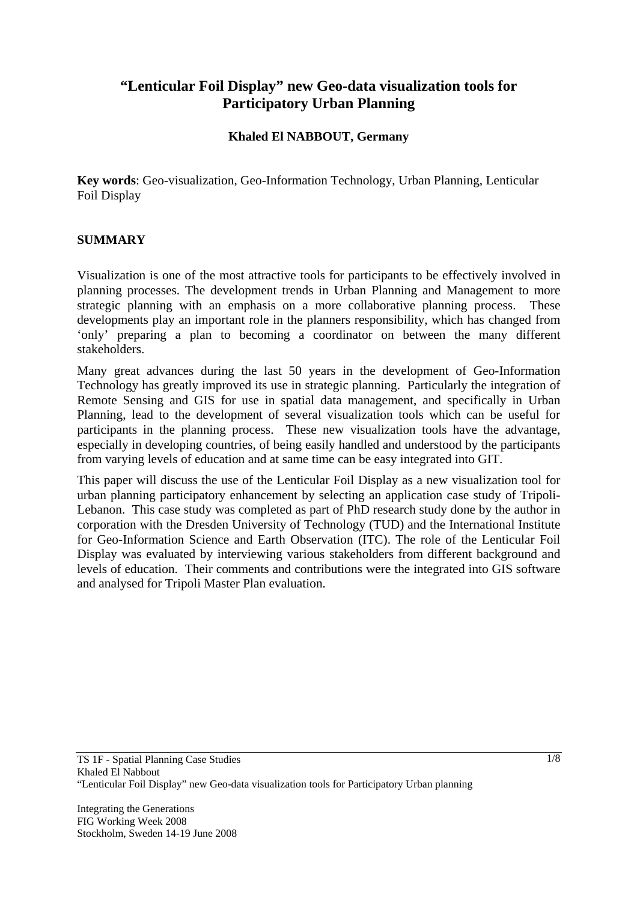# "Lenticular Foil Display" new Geo-data visualization tools for Participatory Urban Planning

**Khaled El NABBOUT, Germany**

**Key words**: Geo-visualization, Geo-Information Technology, Urban Planning, Lenticular Foil Display

## SUMMARY

Visualization is one of the most attractive tools for participants to be effectively involved in planning processes. The development trends in Urban Planning and Management to more strategic planning with an emphasis on a more collaborative planning process. These developments play an important role in the planners responsibility, which has changed from 'only' preparing a plan to becoming a coordinator on between the many different stakeholders.

Many great advances during the last 50 years in the development of Geo-Information Technology has greatly improved its use in strategic planning. Particularly the integration of Remote Sensing and GIS for use in spatial data management, and specifically in Urban Planning, lead to the development of several visualization tools which can be useful for participants in the planning process. These new visualization tools have the advantage, especially in developing countries, of being easily handled and understood by the participants from varying levels of education and at same time can be easy integrated into GIT.

This paper will discuss the use of the Lenticular Foil Display as a new visualization tool for urban planning participatory enhancement by selecting an application case study of Tripoli-Lebanon. This case study was completed as part of PhD research study done by the author in corporation with the Dresden University of Technology (TUD) and the International Institute for Geo-Information Science and Earth Observation (ITC). The role of the Lenticular Foil Display was evaluated by interviewing various stakeholders from different background and levels of education. Their comments and contributions were the integrated into GIS software and analysed for Tripoli Master Plan evaluation.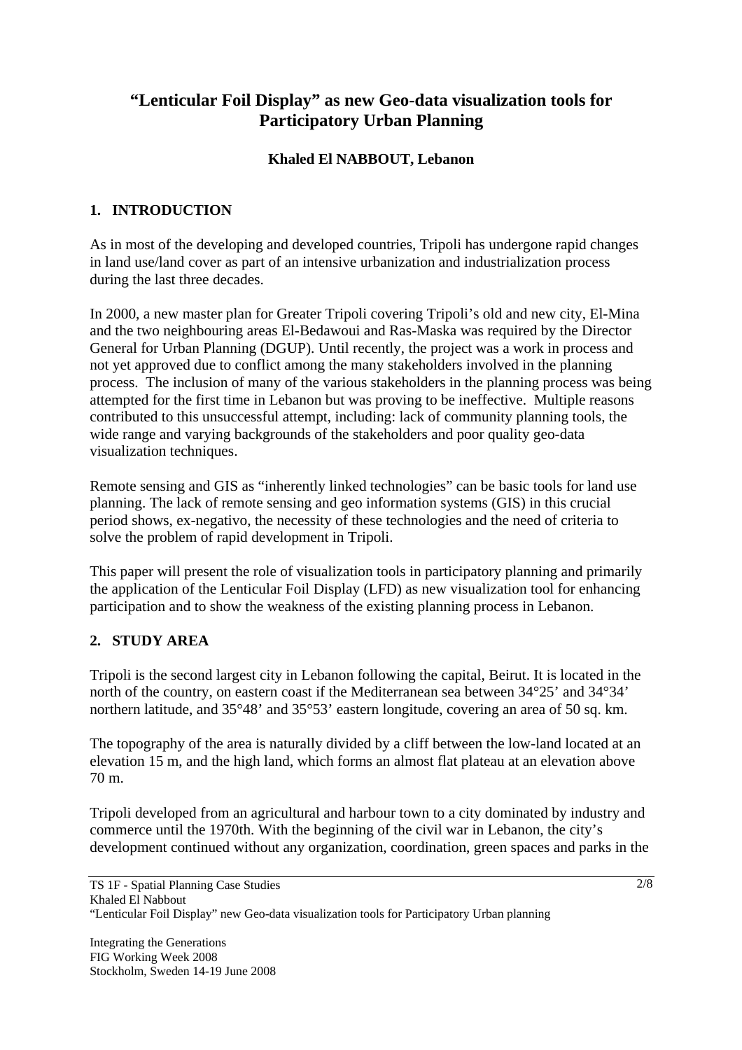# "Lenticular Foil Display" as new Geo-data visualization tools for Participatory Urban Planning

**Khaled El NABBOUT, Lebanon**

## 1. INTRODUCTION

As in most of the developing and developed countries, Tripoli has undergone rapid changes in land use/land cover as part of an intensive urbanization and industrialization process during the last three decades.

In 2000, a new master plan for Greater Tripoli covering Tripoli's old and new city, El-Mina and the two neighbouring areas El-Bedawoui and Ras-Maska was required by the Director General for Urban Planning (DGUP). Until recently, the project was a work in process and not yet approved due to conflict among the many stakeholders involved in the planning process. The inclusion of many of the various stakeholders in the planning process was being attempted for the first time in Lebanon but was proving to be ineffective. Multiple reasons contributed to this unsuccessful attempt, including: lack of community planning tools, the wide range and varying backgrounds of the stakeholders and poor quality geo-data visualization techniques.

Remote sensing and GIS as "inherently linked technologies" can be basic tools for land use planning. The lack of remote sensing and geo information systems (GIS) in this crucial period shows, ex-negativo, the necessity of these technologies and the need of criteria to solve the problem of rapid development in Tripoli.

This paper will present the role of visualization tools in participatory planning and primarily the application of the Lenticular Foil Display (LFD) as new visualization tool for enhancing participation and to show the weakness of the existing planning process in Lebanon.

## 2. STUDY AREA

Tripoli is the second largest city in Lebanon following the capital, Beirut. It is located in the north of the country, on eastern coast if the Mediterranean sea between 34°25' and 34°34' northern latitude, and 35°48' and 35°53' eastern longitude, covering an area of 50 sq. km.

The topography of the area is naturally divided by a cliff between the low-land located at an elevation 15 m, and the high land, which forms an almost flat plateau at an elevation above 70 m.

Tripoli developed from an agricultural and harbour town to a city dominated by industry and commerce until the 1970th. With the beginning of the civil war in Lebanon, the city's development continued without any organization, coordination, green spaces and parks in the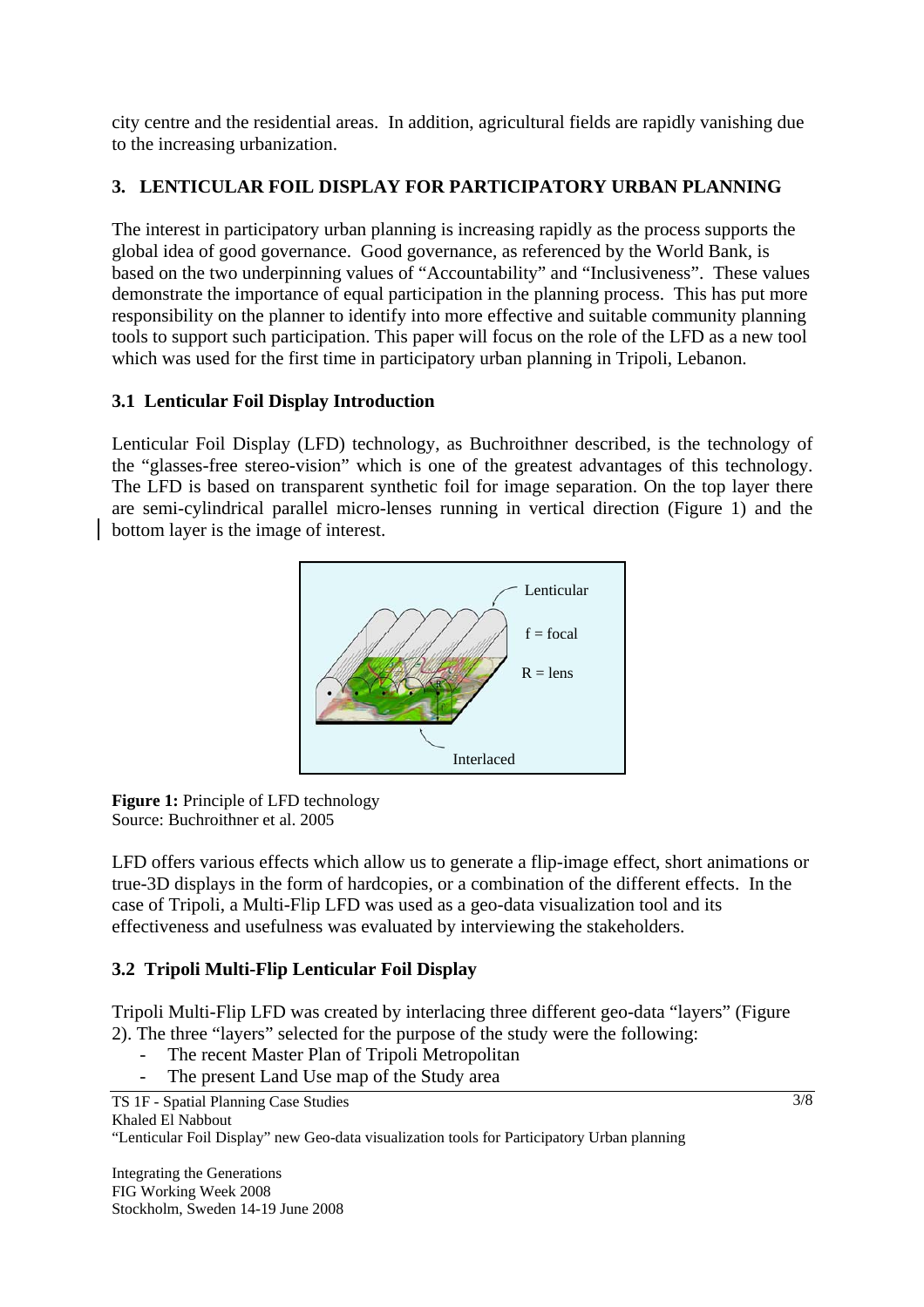city centre and the residential areas. In addition, agricultural fields are rapidly vanishing due to the increasing urbanization.

## 3. LENTICULAR FOIL DISPLAY FOR PARTICIPATORY URBAN PLANNING

The interest in participatory urban planning is increasing rapidly as the process supports the global idea of good governance. Good governance, as referenced by the World Bank, is based on the two underpinning values of "Accountability" and "Inclusiveness". These values demonstrate the importance of equal participation in the planning process. This has put more responsibility on the planner to identify into more effective and suitable community planning tools to support such participation. This paper will focus on the role of the LFD as a new tool which was used for the first time in participatory urban planning in Tripoli, Lebanon.

### 3.1 Lenticular Foil Display Introduction

Lenticular Foil Display (LFD) technology, as Buchroithner described, is the technology of the "glasses-free stereo-vision" which is one of the greatest advantages of this technology. The LFD is based on transparent synthetic foil for image separation. On the top layer there are semi-cylindrical parallel micro-lenses running in vertical direction (Figure 1) and the bottom layer is the image of interest.

Lenticular

f = focal

R = lens

Interlaced

**Figure 1:** Principle of LFD technology
Source: Buchroithner et al. 2005

LFD offers various effects which allow us to generate a flip-image effect, short animations or true-3D displays in the form of hardcopies, or a combination of the different effects. In the case of Tripoli, a Multi-Flip LFD was used as a geo-data visualization tool and its effectiveness and usefulness was evaluated by interviewing the stakeholders.

### 3.2 Tripoli Multi-Flip Lenticular Foil Display

Tripoli Multi-Flip LFD was created by interlacing three different geo-data "layers" (Figure 2). The three "layers" selected for the purpose of the study were the following:

- The recent Master Plan of Tripoli Metropolitan
- The present Land Use map of the Study area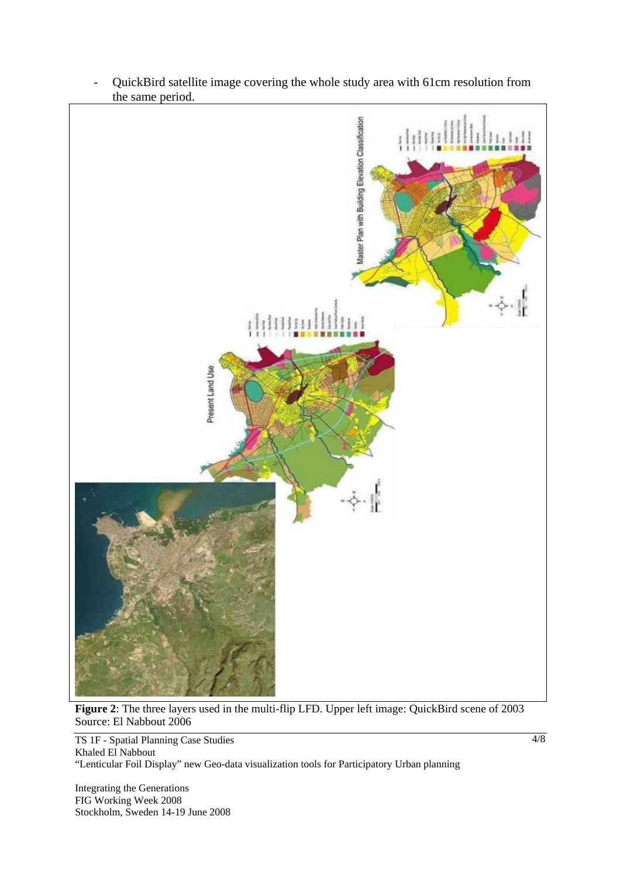- QuickBird satellite image covering the whole study area with 61cm resolution from the same period.

**Figure 2**: The three layers used in the multi-flip LFD. Upper left image: QuickBird scene of 2003 Source: El Nabbout 2006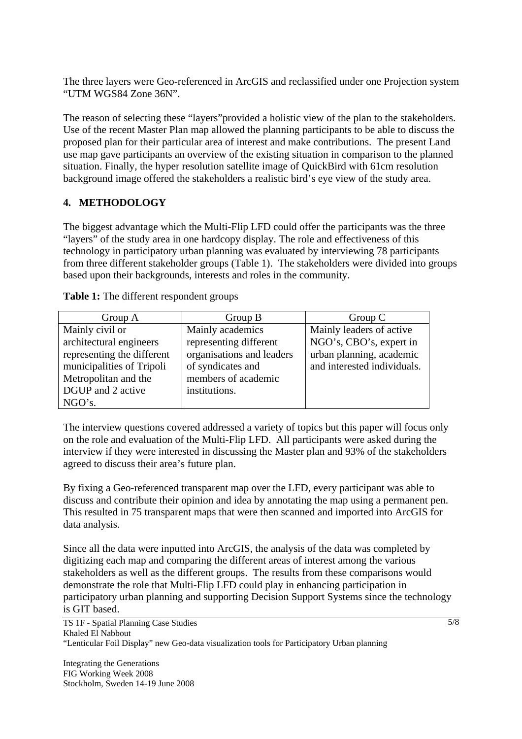The three layers were Geo-referenced in ArcGIS and reclassified under one Projection system "UTM WGS84 Zone 36N".

The reason of selecting these "layers"provided a holistic view of the plan to the stakeholders. Use of the recent Master Plan map allowed the planning participants to be able to discuss the proposed plan for their particular area of interest and make contributions. The present Land use map gave participants an overview of the existing situation in comparison to the planned situation. Finally, the hyper resolution satellite image of QuickBird with 61cm resolution background image offered the stakeholders a realistic bird's eye view of the study area.

## 4. METHODOLOGY

The biggest advantage which the Multi-Flip LFD could offer the participants was the three "layers" of the study area in one hardcopy display. The role and effectiveness of this technology in participatory urban planning was evaluated by interviewing 78 participants from three different stakeholder groups (Table 1). The stakeholders were divided into groups based upon their backgrounds, interests and roles in the community.

**Table 1:** The different respondent groups

| Group A | Group B | Group C |
|---|---|---|
| Mainly civil or architectural engineers representing the different municipalities of Tripoli Metropolitan and the DGUP and 2 active NGO's. | Mainly academics representing different organisations and leaders of syndicates and members of academic institutions. | Mainly leaders of active NGO's, CBO's, expert in urban planning, academic and interested individuals. |

The interview questions covered addressed a variety of topics but this paper will focus only on the role and evaluation of the Multi-Flip LFD. All participants were asked during the interview if they were interested in discussing the Master plan and 93% of the stakeholders agreed to discuss their area's future plan.

By fixing a Geo-referenced transparent map over the LFD, every participant was able to discuss and contribute their opinion and idea by annotating the map using a permanent pen. This resulted in 75 transparent maps that were then scanned and imported into ArcGIS for data analysis.

Since all the data were inputted into ArcGIS, the analysis of the data was completed by digitizing each map and comparing the different areas of interest among the various stakeholders as well as the different groups. The results from these comparisons would demonstrate the role that Multi-Flip LFD could play in enhancing participation in participatory urban planning and supporting Decision Support Systems since the technology is GIT based.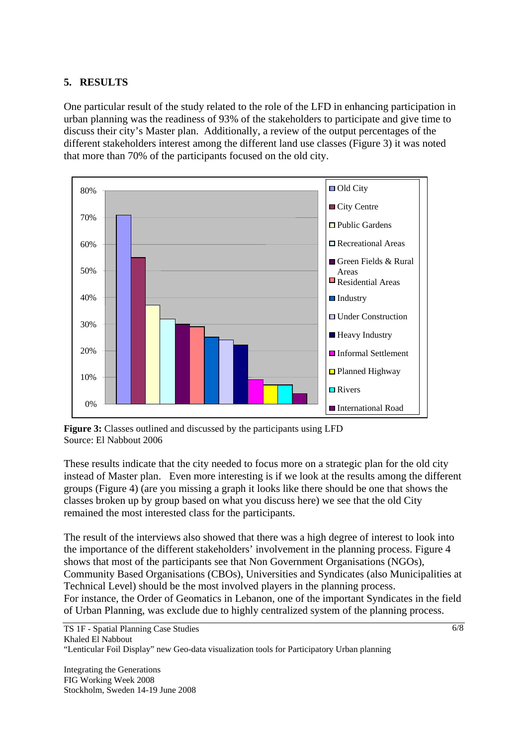## 5. RESULTS

One particular result of the study related to the role of the LFD in enhancing participation in urban planning was the readiness of 93% of the stakeholders to participate and give time to discuss their city's Master plan. Additionally, a review of the output percentages of the different stakeholders interest among the different land use classes (Figure 3) it was noted that more than 70% of the participants focused on the old city.

**Figure 3:** Classes outlined and discussed by the participants using LFD
Source: El Nabbout 2006

These results indicate that the city needed to focus more on a strategic plan for the old city instead of Master plan. Even more interesting is if we look at the results among the different groups (Figure 4) (are you missing a graph it looks like there should be one that shows the classes broken up by group based on what you discuss here) we see that the old City remained the most interested class for the participants.

The result of the interviews also showed that there was a high degree of interest to look into the importance of the different stakeholders' involvement in the planning process. Figure 4 shows that most of the participants see that Non Government Organisations (NGOs), Community Based Organisations (CBOs), Universities and Syndicates (also Municipalities at Technical Level) should be the most involved players in the planning process.
For instance, the Order of Geomatics in Lebanon, one of the important Syndicates in the field of Urban Planning, was exclude due to highly centralized system of the planning process.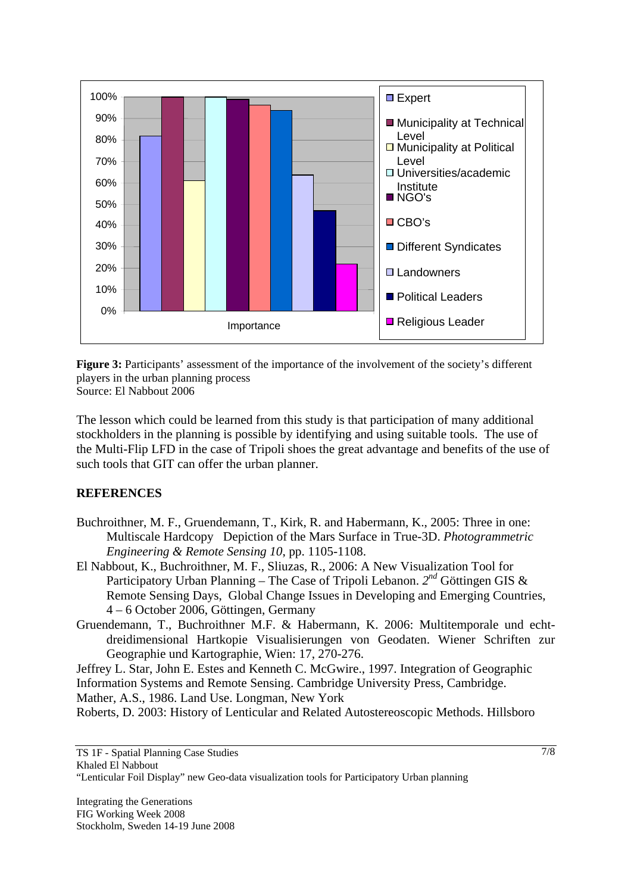**Figure 3:** Participants' assessment of the importance of the involvement of the society's different players in the urban planning process
Source: El Nabbout 2006

The lesson which could be learned from this study is that participation of many additional stockholders in the planning is possible by identifying and using suitable tools. The use of the Multi-Flip LFD in the case of Tripoli shoes the great advantage and benefits of the use of such tools that GIT can offer the urban planner.

## REFERENCES

Buchroithner, M. F., Gruendemann, T., Kirk, R. and Habermann, K., 2005: Three in one: Multiscale Hardcopy Depiction of the Mars Surface in True-3D. *Photogrammetric Engineering & Remote Sensing 10*, pp. 1105-1108.

El Nabbout, K., Buchroithner, M. F., Sliuzas, R., 2006: A New Visualization Tool for Participatory Urban Planning – The Case of Tripoli Lebanon. *2nd* Göttingen GIS & Remote Sensing Days, Global Change Issues in Developing and Emerging Countries, 4 – 6 October 2006, Göttingen, Germany

Gruendemann, T., Buchroithner M.F. & Habermann, K. 2006: Multitemporale und echt-dreidimensional Hartkopie Visualisierungen von Geodaten. Wiener Schriften zur Geographie und Kartographie, Wien: 17, 270-276.

Jeffrey L. Star, John E. Estes and Kenneth C. McGwire., 1997. Integration of Geographic Information Systems and Remote Sensing. Cambridge University Press, Cambridge.

Mather, A.S., 1986. Land Use. Longman, New York

Roberts, D. 2003: History of Lenticular and Related Autostereoscopic Methods. Hillsboro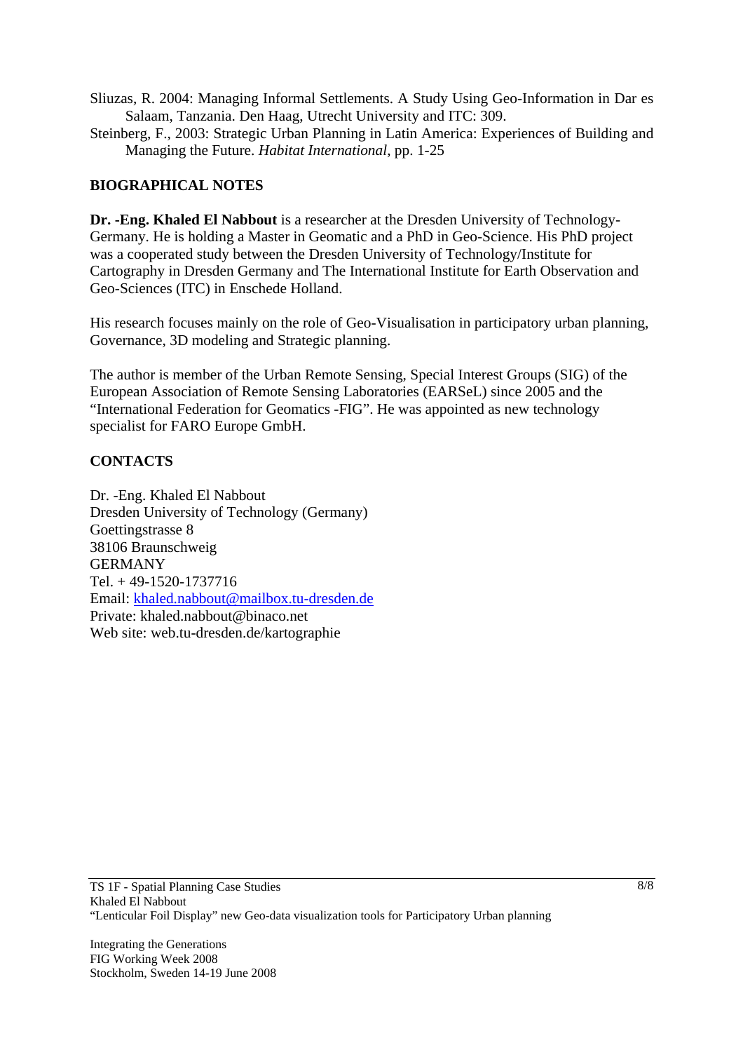Sliuzas, R. 2004: Managing Informal Settlements. A Study Using Geo-Information in Dar es Salaam, Tanzania. Den Haag, Utrecht University and ITC: 309.

Steinberg, F., 2003: Strategic Urban Planning in Latin America: Experiences of Building and Managing the Future. *Habitat International*, pp. 1-25

## BIOGRAPHICAL NOTES

**Dr. -Eng. Khaled El Nabbout** is a researcher at the Dresden University of Technology-Germany. He is holding a Master in Geomatic and a PhD in Geo-Science. His PhD project was a cooperated study between the Dresden University of Technology/Institute for Cartography in Dresden Germany and The International Institute for Earth Observation and Geo-Sciences (ITC) in Enschede Holland.

His research focuses mainly on the role of Geo-Visualisation in participatory urban planning, Governance, 3D modeling and Strategic planning.

The author is member of the Urban Remote Sensing, Special Interest Groups (SIG) of the European Association of Remote Sensing Laboratories (EARSeL) since 2005 and the "International Federation for Geomatics -FIG". He was appointed as new technology specialist for FARO Europe GmbH.

## CONTACTS

Dr. -Eng. Khaled El Nabbout
Dresden University of Technology (Germany)
Goettingstrasse 8
38106 Braunschweig
GERMANY
Tel. + 49-1520-1737716
Email: khaled.nabbout@mailbox.tu-dresden.de
Private: khaled.nabbout@binaco.net
Web site: web.tu-dresden.de/kartographie